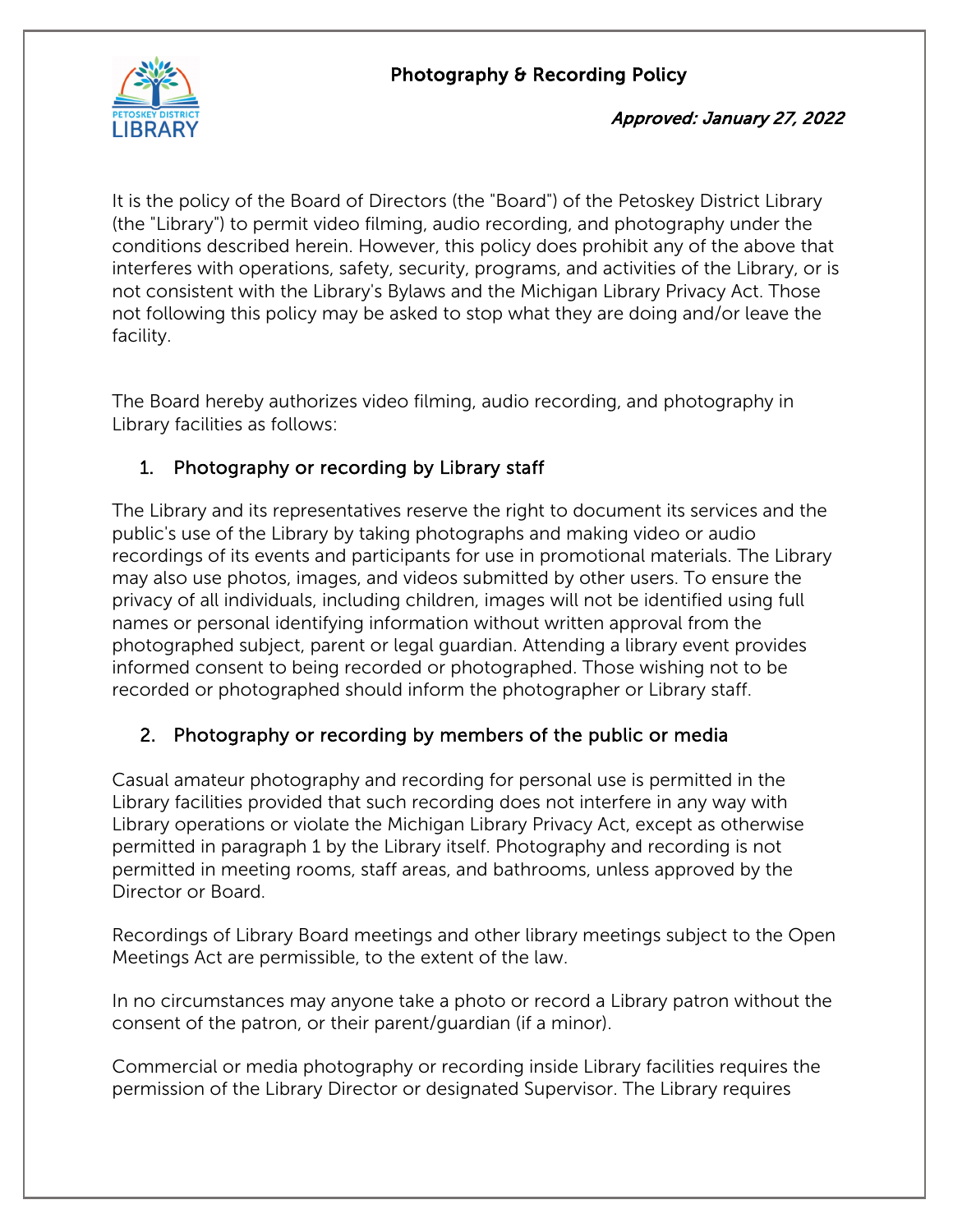# Photography & Recording Policy

***Approved: January 27, 2022***

It is the policy of the Board of Directors (the "Board") of the Petoskey District Library (the "Library") to permit video filming, audio recording, and photography under the conditions described herein. However, this policy does prohibit any of the above that interferes with operations, safety, security, programs, and activities of the Library, or is not consistent with the Library's Bylaws and the Michigan Library Privacy Act. Those not following this policy may be asked to stop what they are doing and/or leave the facility.

The Board hereby authorizes video filming, audio recording, and photography in Library facilities as follows:

## 1. Photography or recording by Library staff

The Library and its representatives reserve the right to document its services and the public's use of the Library by taking photographs and making video or audio recordings of its events and participants for use in promotional materials. The Library may also use photos, images, and videos submitted by other users. To ensure the privacy of all individuals, including children, images will not be identified using full names or personal identifying information without written approval from the photographed subject, parent or legal guardian. Attending a library event provides informed consent to being recorded or photographed. Those wishing not to be recorded or photographed should inform the photographer or Library staff.

## 2. Photography or recording by members of the public or media

Casual amateur photography and recording for personal use is permitted in the Library facilities provided that such recording does not interfere in any way with Library operations or violate the Michigan Library Privacy Act, except as otherwise permitted in paragraph 1 by the Library itself. Photography and recording is not permitted in meeting rooms, staff areas, and bathrooms, unless approved by the Director or Board.

Recordings of Library Board meetings and other library meetings subject to the Open Meetings Act are permissible, to the extent of the law.

In no circumstances may anyone take a photo or record a Library patron without the consent of the patron, or their parent/guardian (if a minor).

Commercial or media photography or recording inside Library facilities requires the permission of the Library Director or designated Supervisor. The Library requires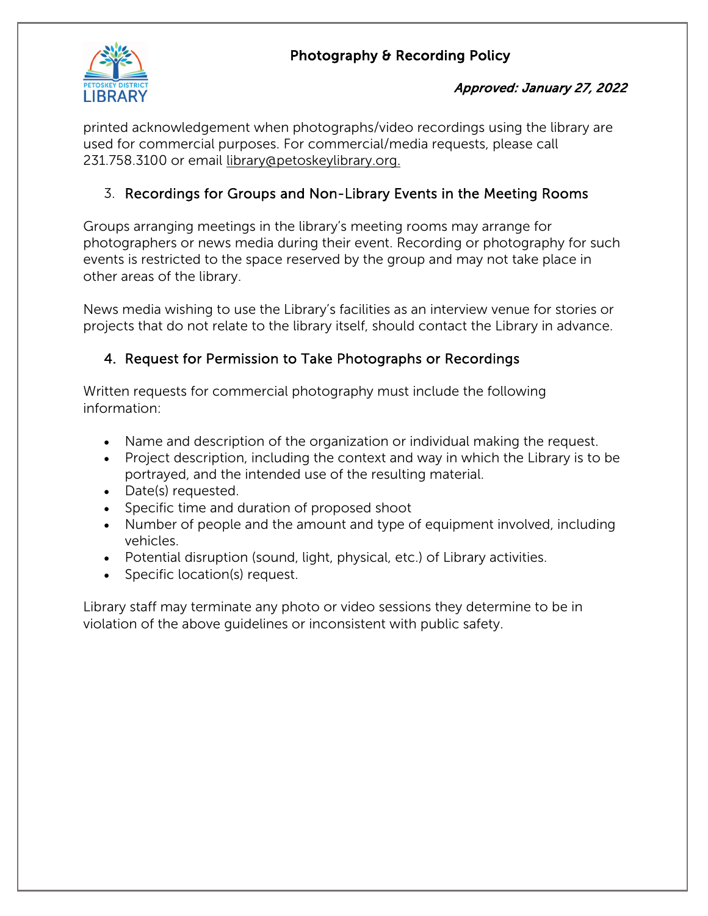printed acknowledgement when photographs/video recordings using the library are used for commercial purposes. For commercial/media requests, please call 231.758.3100 or email library@petoskeylibrary.org.

## 3. Recordings for Groups and Non-Library Events in the Meeting Rooms

Groups arranging meetings in the library's meeting rooms may arrange for photographers or news media during their event. Recording or photography for such events is restricted to the space reserved by the group and may not take place in other areas of the library.

News media wishing to use the Library's facilities as an interview venue for stories or projects that do not relate to the library itself, should contact the Library in advance.

## 4. Request for Permission to Take Photographs or Recordings

Written requests for commercial photography must include the following information:

- Name and description of the organization or individual making the request.
- Project description, including the context and way in which the Library is to be portrayed, and the intended use of the resulting material.
- Date(s) requested.
- Specific time and duration of proposed shoot
- Number of people and the amount and type of equipment involved, including vehicles.
- Potential disruption (sound, light, physical, etc.) of Library activities.
- Specific location(s) request.

Library staff may terminate any photo or video sessions they determine to be in violation of the above guidelines or inconsistent with public safety.